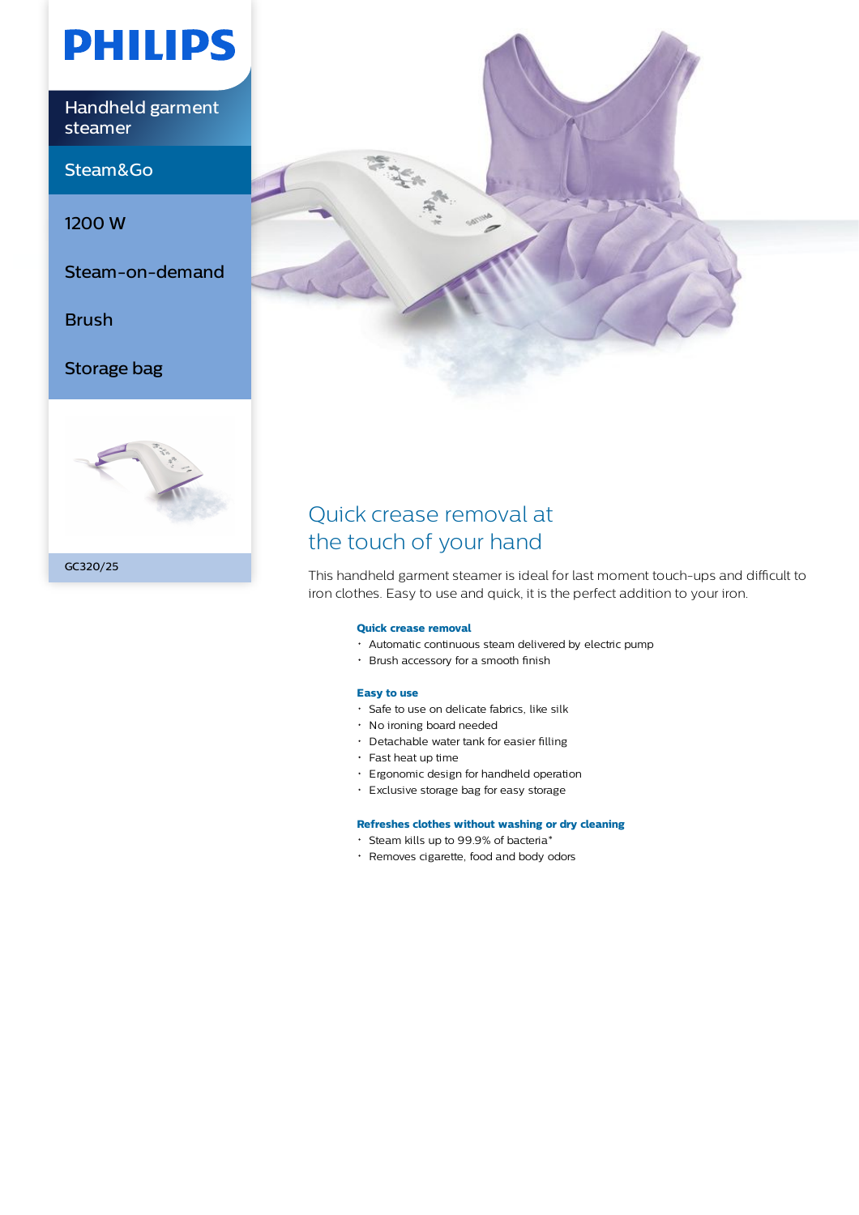PHILIPS

Handheld garment steamer

Steam&Go

1200 W

Steam-on-demand

Brush

Storage bag

GC320/25

# Quick crease removal at the touch of your hand

This handheld garment steamer is ideal for last moment touch-ups and difficult to iron clothes. Easy to use and quick, it is the perfect addition to your iron.

**Quick crease removal**

- Automatic continuous steam delivered by electric pump
- Brush accessory for a smooth finish

**Easy to use**

- Safe to use on delicate fabrics, like silk
- No ironing board needed
- Detachable water tank for easier filling
- Fast heat up time
- Ergonomic design for handheld operation
- Exclusive storage bag for easy storage

**Refreshes clothes without washing or dry cleaning**

- Steam kills up to 99.9% of bacteria*
- Removes cigarette, food and body odors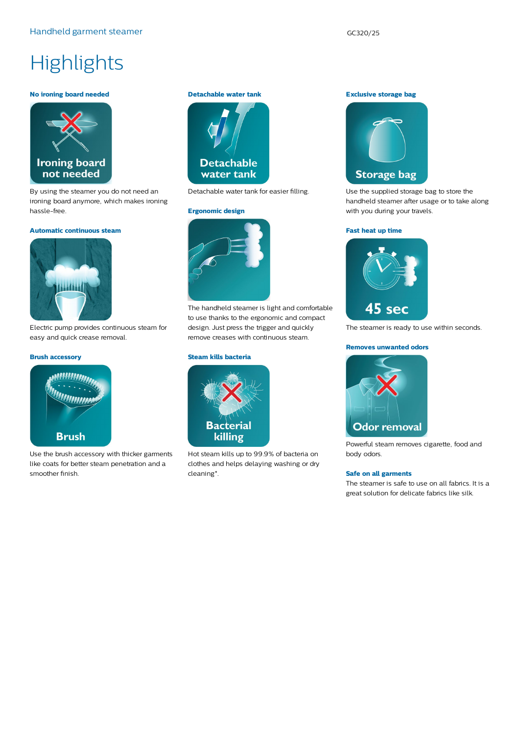# Highlights

### No ironing board needed

By using the steamer you do not need an ironing board anymore, which makes ironing hassle-free.

### Automatic continuous steam

Electric pump provides continuous steam for easy and quick crease removal.

### Brush accessory

Use the brush accessory with thicker garments like coats for better steam penetration and a smoother finish.

### Detachable water tank

Detachable water tank for easier filling.

### Ergonomic design

The handheld steamer is light and comfortable to use thanks to the ergonomic and compact design. Just press the trigger and quickly remove creases with continuous steam.

### Steam kills bacteria

Hot steam kills up to 99.9% of bacteria on clothes and helps delaying washing or dry cleaning*.

### Exclusive storage bag

Use the supplied storage bag to store the handheld steamer after usage or to take along with you during your travels.

### Fast heat up time

The steamer is ready to use within seconds.

### Removes unwanted odors

Powerful steam removes cigarette, food and body odors.

### Safe on all garments

The steamer is safe to use on all fabrics. It is a great solution for delicate fabrics like silk.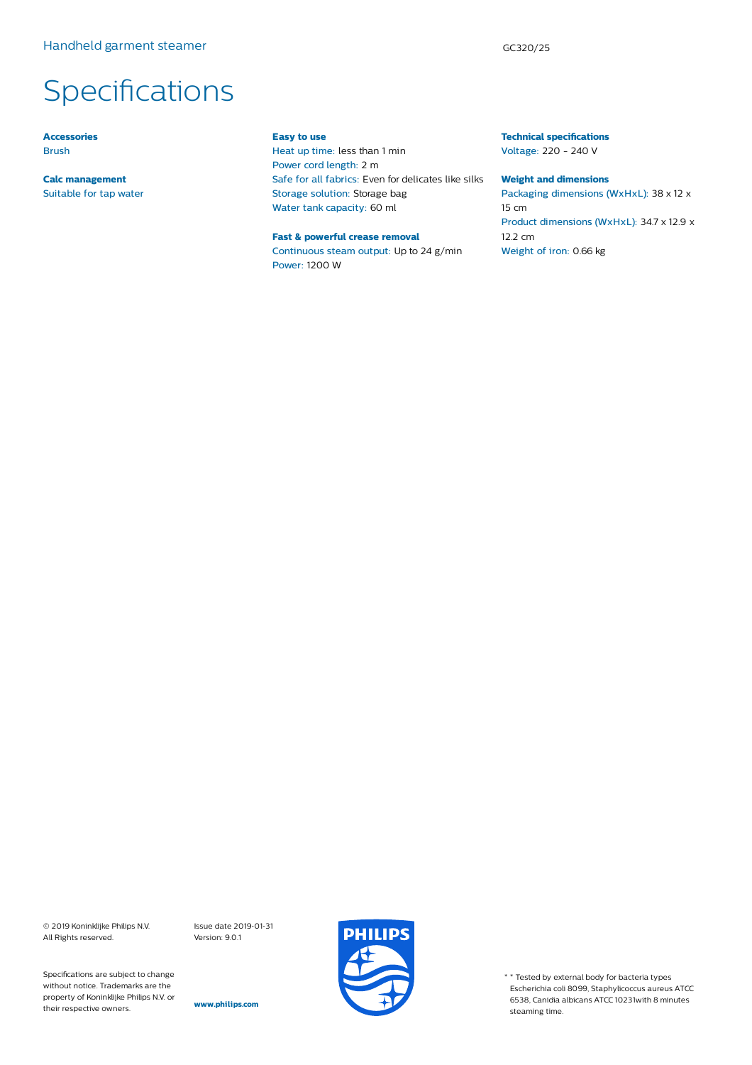# Specifications

### Accessories

Brush

### Calc management

Suitable for tap water

### Easy to use

Heat up time: less than 1 min
Power cord length: 2 m
Safe for all fabrics: Even for delicates like silks
Storage solution: Storage bag
Water tank capacity: 60 ml

### Fast & powerful crease removal

Continuous steam output: Up to 24 g/min
Power: 1200 W

### Technical specifications

Voltage: 220 - 240 V

### Weight and dimensions

Packaging dimensions (WxHxL): 38 x 12 x 15 cm
Product dimensions (WxHxL): 34.7 x 12.9 x 12.2 cm
Weight of iron: 0.66 kg

© 2019 Koninklijke Philips N.V.
All Rights reserved.

Issue date 2019-01-31
Version: 9.0.1

Specifications are subject to change without notice. Trademarks are the property of Koninklijke Philips N.V. or their respective owners.

www.philips.com

* * Tested by external body for bacteria types Escherichia coli 8099, Staphylicoccus aureus ATCC 6538, Canidia albicans ATCC 10231with 8 minutes steaming time.